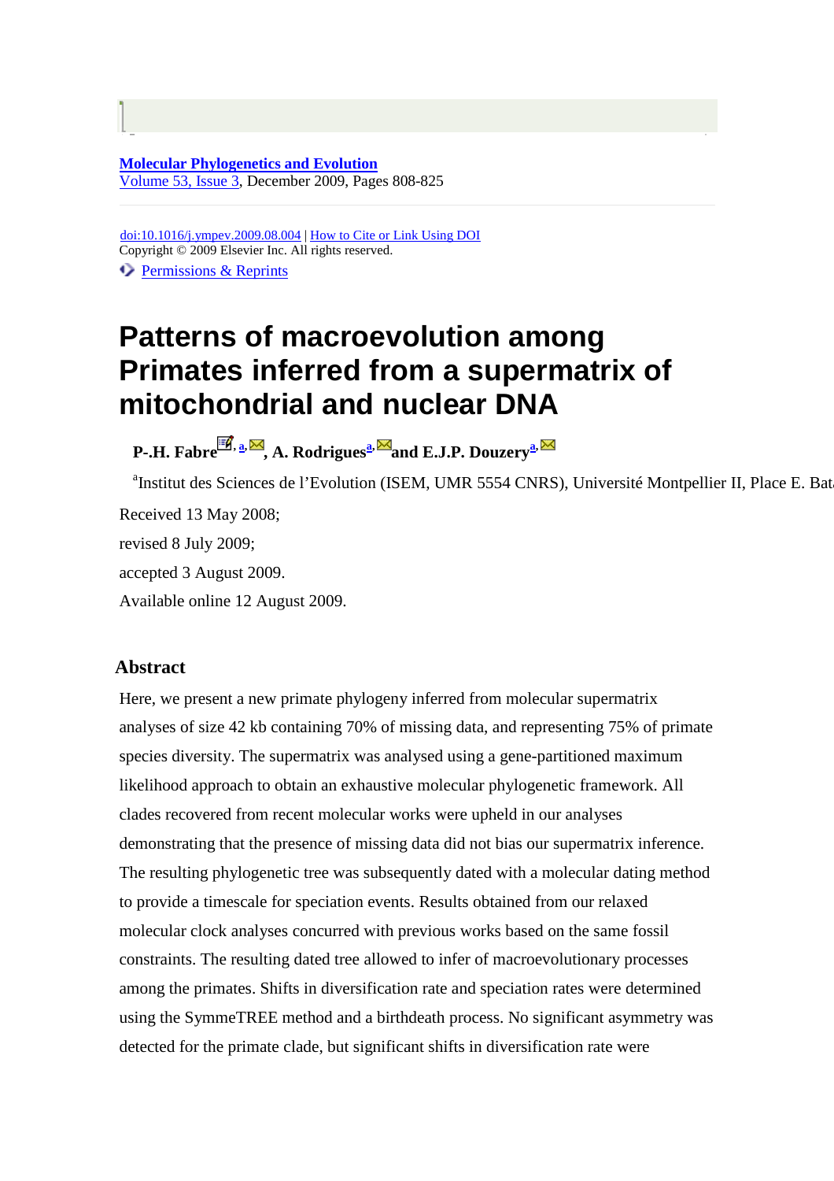**Molecular Phylogenetics and Evolution**
Volume 53, Issue 3, December 2009, Pages 808-825

doi:10.1016/j.ympev.2009.08.004 | How to Cite or Link Using DOI
Copyright © 2009 Elsevier Inc. All rights reserved.

Permissions & Reprints

# Patterns of macroevolution among Primates inferred from a supermatrix of mitochondrial and nuclear DNA

**P.-H. Fabre[a], A. Rodrigues[a] and E.J.P. Douzery[a]**

[a]Institut des Sciences de l'Evolution (ISEM, UMR 5554 CNRS), Université Montpellier II, Place E. Bat

Received 13 May 2008;

revised 8 July 2009;

accepted 3 August 2009.

Available online 12 August 2009.

## Abstract

Here, we present a new primate phylogeny inferred from molecular supermatrix analyses of size 42 kb containing 70% of missing data, and representing 75% of primate species diversity. The supermatrix was analysed using a gene-partitioned maximum likelihood approach to obtain an exhaustive molecular phylogenetic framework. All clades recovered from recent molecular works were upheld in our analyses demonstrating that the presence of missing data did not bias our supermatrix inference. The resulting phylogenetic tree was subsequently dated with a molecular dating method to provide a timescale for speciation events. Results obtained from our relaxed molecular clock analyses concurred with previous works based on the same fossil constraints. The resulting dated tree allowed to infer of macroevolutionary processes among the primates. Shifts in diversification rate and speciation rates were determined using the SymmeTREE method and a birthdeath process. No significant asymmetry was detected for the primate clade, but significant shifts in diversification rate were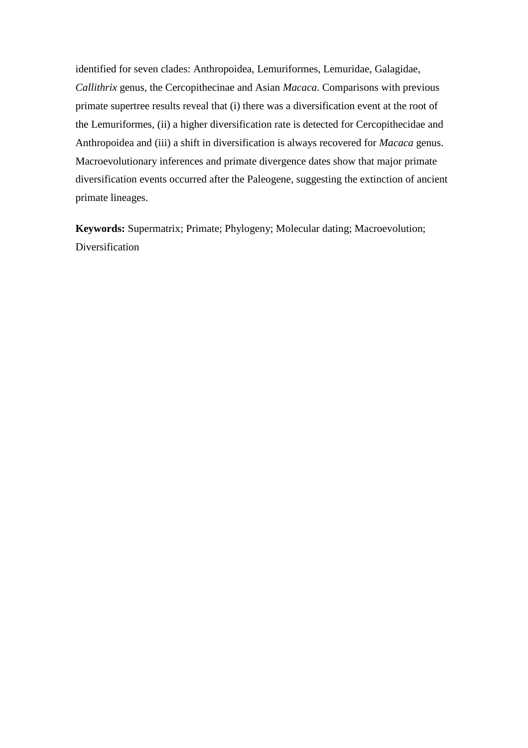identified for seven clades: Anthropoidea, Lemuriformes, Lemuridae, Galagidae, *Callithrix* genus, the Cercopithecinae and Asian *Macaca*. Comparisons with previous primate supertree results reveal that (i) there was a diversification event at the root of the Lemuriformes, (ii) a higher diversification rate is detected for Cercopithecidae and Anthropoidea and (iii) a shift in diversification is always recovered for *Macaca* genus. Macroevolutionary inferences and primate divergence dates show that major primate diversification events occurred after the Paleogene, suggesting the extinction of ancient primate lineages.

**Keywords:** Supermatrix; Primate; Phylogeny; Molecular dating; Macroevolution; Diversification